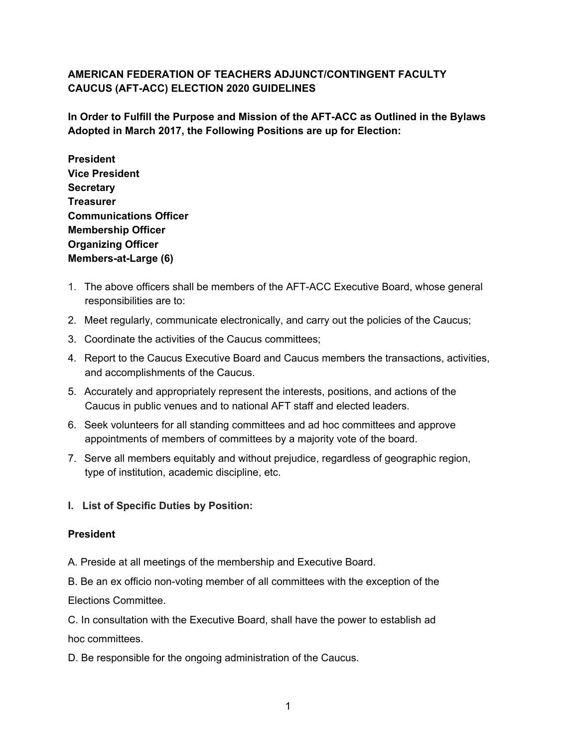**AMERICAN FEDERATION OF TEACHERS ADJUNCT/CONTINGENT FACULTY CAUCUS (AFT-ACC) ELECTION 2020 GUIDELINES**

**In Order to Fulfill the Purpose and Mission of the AFT-ACC as Outlined in the Bylaws Adopted in March 2017, the Following Positions are up for Election:**

**President**
**Vice President**
**Secretary**
**Treasurer**
**Communications Officer**
**Membership Officer**
**Organizing Officer**
**Members-at-Large (6)**

1. The above officers shall be members of the AFT-ACC Executive Board, whose general responsibilities are to:
2. Meet regularly, communicate electronically, and carry out the policies of the Caucus;
3. Coordinate the activities of the Caucus committees;
4. Report to the Caucus Executive Board and Caucus members the transactions, activities, and accomplishments of the Caucus.
5. Accurately and appropriately represent the interests, positions, and actions of the Caucus in public venues and to national AFT staff and elected leaders.
6. Seek volunteers for all standing committees and ad hoc committees and approve appointments of members of committees by a majority vote of the board.
7. Serve all members equitably and without prejudice, regardless of geographic region, type of institution, academic discipline, etc.

**I. List of Specific Duties by Position:**

**President**

A. Preside at all meetings of the membership and Executive Board.

B. Be an ex officio non-voting member of all committees with the exception of the Elections Committee.

C. In consultation with the Executive Board, shall have the power to establish ad hoc committees.

D. Be responsible for the ongoing administration of the Caucus.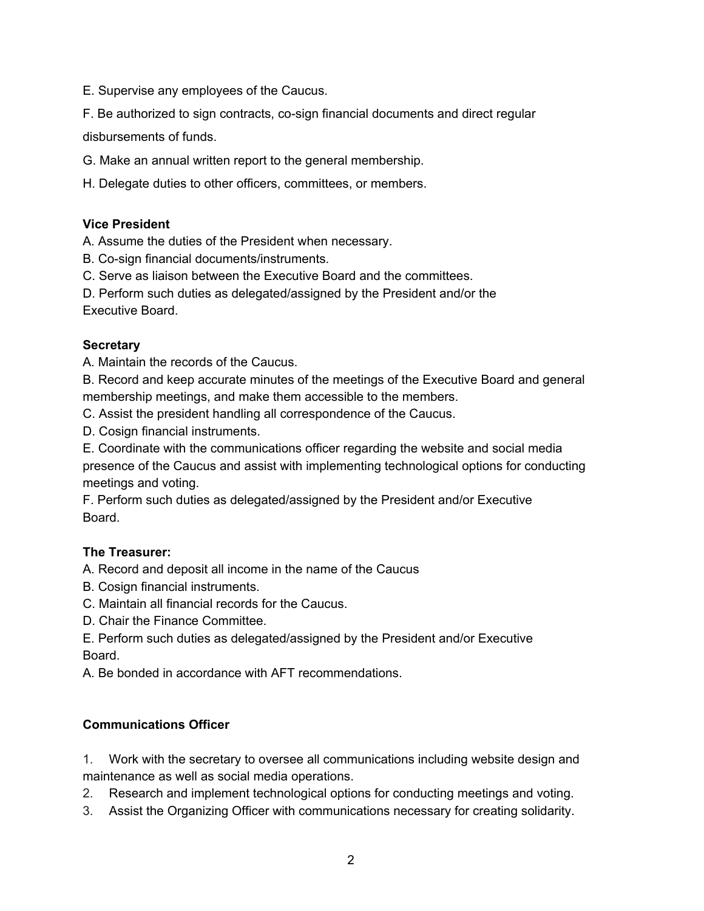E. Supervise any employees of the Caucus.

F. Be authorized to sign contracts, co-sign financial documents and direct regular disbursements of funds.

G. Make an annual written report to the general membership.

H. Delegate duties to other officers, committees, or members.

**Vice President**

A. Assume the duties of the President when necessary.
B. Co-sign financial documents/instruments.
C. Serve as liaison between the Executive Board and the committees.
D. Perform such duties as delegated/assigned by the President and/or the Executive Board.

**Secretary**

A. Maintain the records of the Caucus.
B. Record and keep accurate minutes of the meetings of the Executive Board and general membership meetings, and make them accessible to the members.
C. Assist the president handling all correspondence of the Caucus.
D. Cosign financial instruments.
E. Coordinate with the communications officer regarding the website and social media presence of the Caucus and assist with implementing technological options for conducting meetings and voting.
F. Perform such duties as delegated/assigned by the President and/or Executive Board.

**The Treasurer:**

A. Record and deposit all income in the name of the Caucus
B. Cosign financial instruments.
C. Maintain all financial records for the Caucus.
D. Chair the Finance Committee.
E. Perform such duties as delegated/assigned by the President and/or Executive Board.
A. Be bonded in accordance with AFT recommendations.

**Communications Officer**

1. Work with the secretary to oversee all communications including website design and maintenance as well as social media operations.
2. Research and implement technological options for conducting meetings and voting.
3. Assist the Organizing Officer with communications necessary for creating solidarity.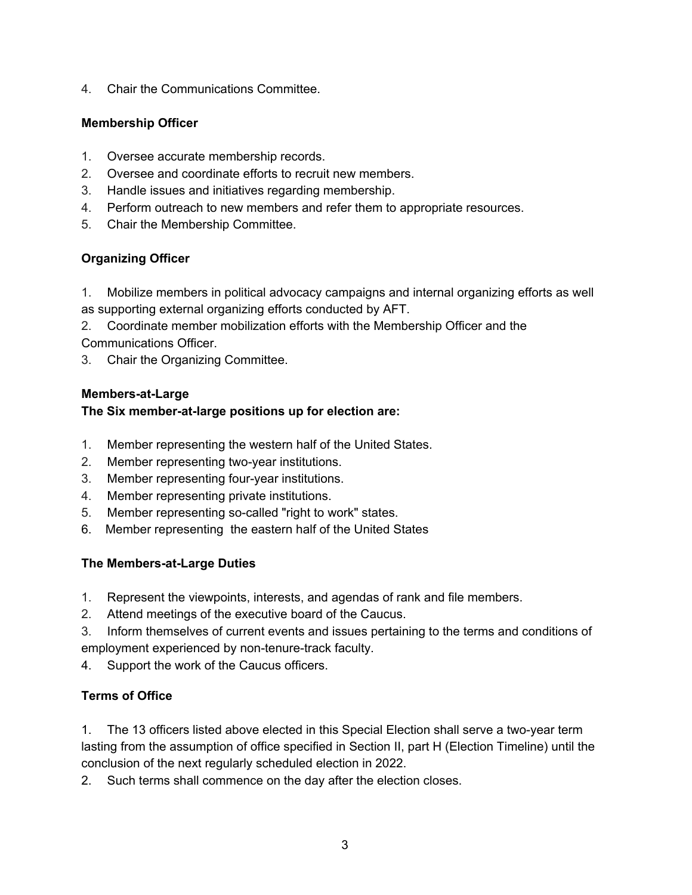4. Chair the Communications Committee.

**Membership Officer**

1. Oversee accurate membership records.
2. Oversee and coordinate efforts to recruit new members.
3. Handle issues and initiatives regarding membership.
4. Perform outreach to new members and refer them to appropriate resources.
5. Chair the Membership Committee.

**Organizing Officer**

1. Mobilize members in political advocacy campaigns and internal organizing efforts as well as supporting external organizing efforts conducted by AFT.
2. Coordinate member mobilization efforts with the Membership Officer and the Communications Officer.
3. Chair the Organizing Committee.

**Members-at-Large**
**The Six member-at-large positions up for election are:**

1. Member representing the western half of the United States.
2. Member representing two-year institutions.
3. Member representing four-year institutions.
4. Member representing private institutions.
5. Member representing so-called "right to work" states.
6. Member representing the eastern half of the United States

**The Members-at-Large Duties**

1. Represent the viewpoints, interests, and agendas of rank and file members.
2. Attend meetings of the executive board of the Caucus.
3. Inform themselves of current events and issues pertaining to the terms and conditions of employment experienced by non-tenure-track faculty.
4. Support the work of the Caucus officers.

**Terms of Office**

1. The 13 officers listed above elected in this Special Election shall serve a two-year term lasting from the assumption of office specified in Section II, part H (Election Timeline) until the conclusion of the next regularly scheduled election in 2022.
2. Such terms shall commence on the day after the election closes.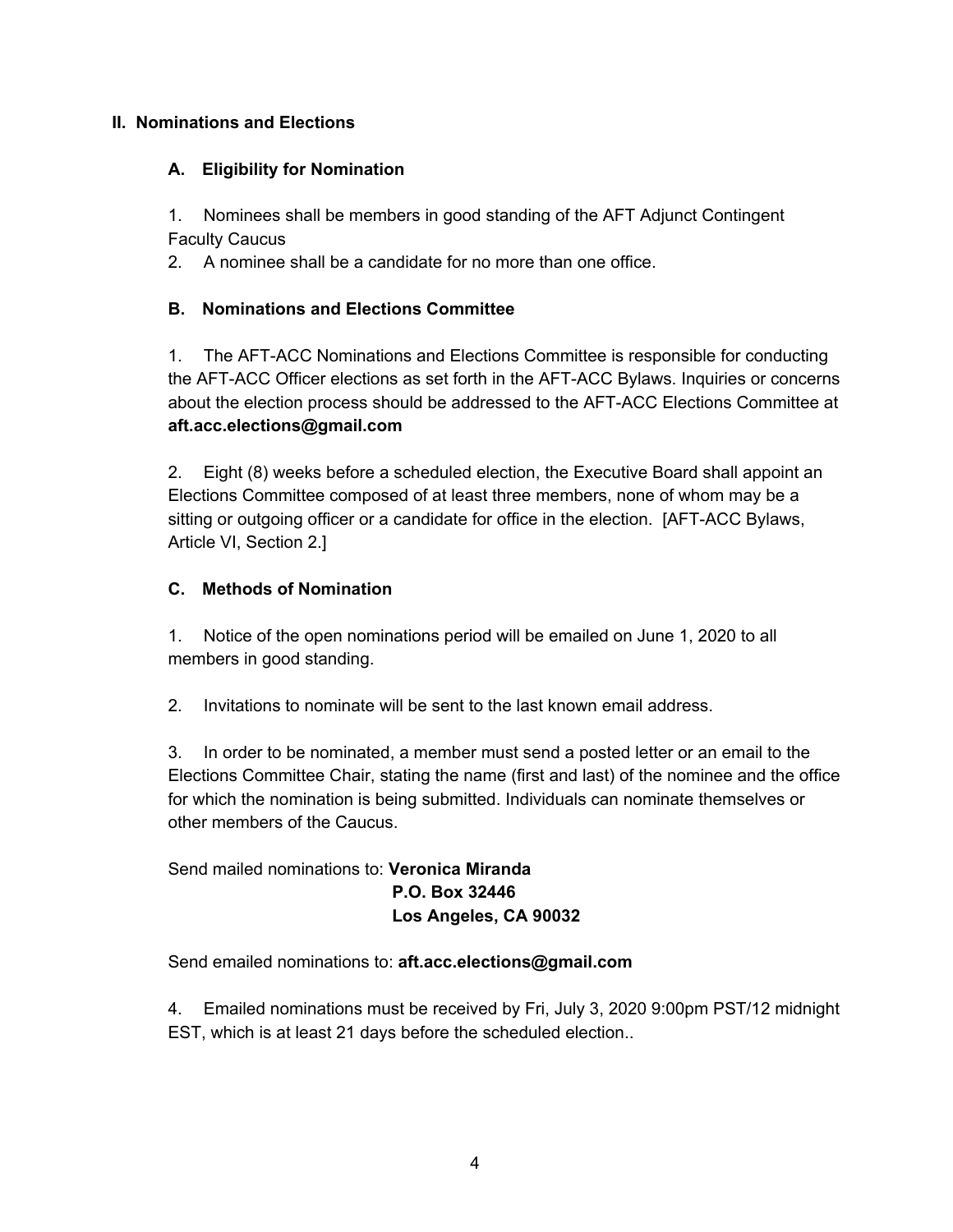## II. Nominations and Elections

### A. Eligibility for Nomination

1. Nominees shall be members in good standing of the AFT Adjunct Contingent Faculty Caucus
2. A nominee shall be a candidate for no more than one office.

### B. Nominations and Elections Committee

1. The AFT-ACC Nominations and Elections Committee is responsible for conducting the AFT-ACC Officer elections as set forth in the AFT-ACC Bylaws. Inquiries or concerns about the election process should be addressed to the AFT-ACC Elections Committee at **aft.acc.elections@gmail.com**

2. Eight (8) weeks before a scheduled election, the Executive Board shall appoint an Elections Committee composed of at least three members, none of whom may be a sitting or outgoing officer or a candidate for office in the election. [AFT-ACC Bylaws, Article VI, Section 2.]

### C. Methods of Nomination

1. Notice of the open nominations period will be emailed on June 1, 2020 to all members in good standing.

2. Invitations to nominate will be sent to the last known email address.

3. In order to be nominated, a member must send a posted letter or an email to the Elections Committee Chair, stating the name (first and last) of the nominee and the office for which the nomination is being submitted. Individuals can nominate themselves or other members of the Caucus.

Send mailed nominations to: **Veronica Miranda**
**P.O. Box 32446**
**Los Angeles, CA 90032**

Send emailed nominations to: **aft.acc.elections@gmail.com**

4. Emailed nominations must be received by Fri, July 3, 2020 9:00pm PST/12 midnight EST, which is at least 21 days before the scheduled election..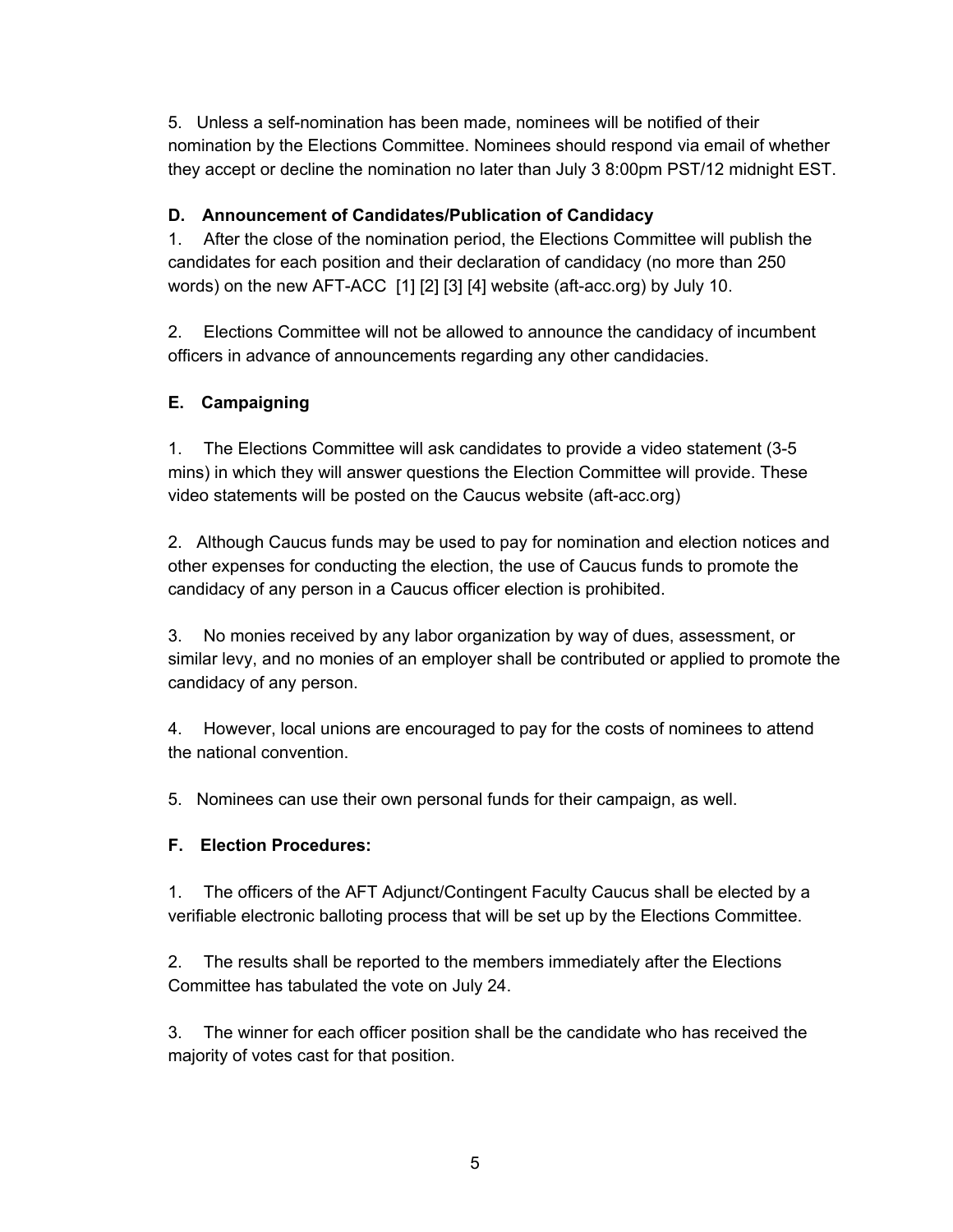5. Unless a self-nomination has been made, nominees will be notified of their nomination by the Elections Committee. Nominees should respond via email of whether they accept or decline the nomination no later than July 3 8:00pm PST/12 midnight EST.

### D. Announcement of Candidates/Publication of Candidacy

1. After the close of the nomination period, the Elections Committee will publish the candidates for each position and their declaration of candidacy (no more than 250 words) on the new AFT-ACC [1] [2] [3] [4] website (aft-acc.org) by July 10.

2. Elections Committee will not be allowed to announce the candidacy of incumbent officers in advance of announcements regarding any other candidacies.

### E. Campaigning

1. The Elections Committee will ask candidates to provide a video statement (3-5 mins) in which they will answer questions the Election Committee will provide. These video statements will be posted on the Caucus website (aft-acc.org)

2. Although Caucus funds may be used to pay for nomination and election notices and other expenses for conducting the election, the use of Caucus funds to promote the candidacy of any person in a Caucus officer election is prohibited.

3. No monies received by any labor organization by way of dues, assessment, or similar levy, and no monies of an employer shall be contributed or applied to promote the candidacy of any person.

4. However, local unions are encouraged to pay for the costs of nominees to attend the national convention.

5. Nominees can use their own personal funds for their campaign, as well.

### F. Election Procedures:

1. The officers of the AFT Adjunct/Contingent Faculty Caucus shall be elected by a verifiable electronic balloting process that will be set up by the Elections Committee.

2. The results shall be reported to the members immediately after the Elections Committee has tabulated the vote on July 24.

3. The winner for each officer position shall be the candidate who has received the majority of votes cast for that position.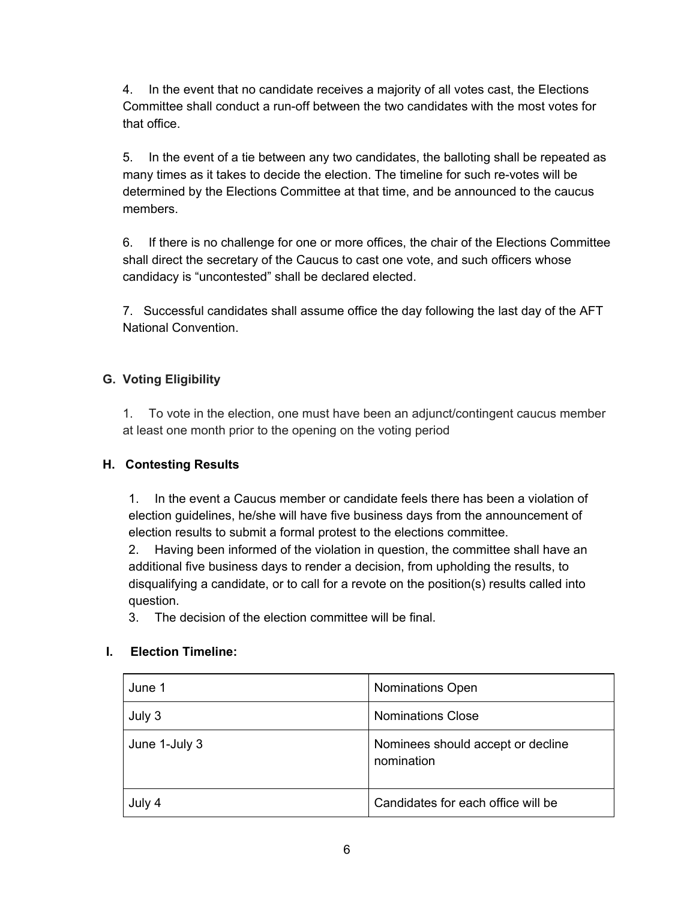4. In the event that no candidate receives a majority of all votes cast, the Elections Committee shall conduct a run-off between the two candidates with the most votes for that office.

5. In the event of a tie between any two candidates, the balloting shall be repeated as many times as it takes to decide the election. The timeline for such re-votes will be determined by the Elections Committee at that time, and be announced to the caucus members.

6. If there is no challenge for one or more offices, the chair of the Elections Committee shall direct the secretary of the Caucus to cast one vote, and such officers whose candidacy is "uncontested" shall be declared elected.

7. Successful candidates shall assume office the day following the last day of the AFT National Convention.

### G. Voting Eligibility

1. To vote in the election, one must have been an adjunct/contingent caucus member at least one month prior to the opening on the voting period

### H. Contesting Results

1. In the event a Caucus member or candidate feels there has been a violation of election guidelines, he/she will have five business days from the announcement of election results to submit a formal protest to the elections committee.
2. Having been informed of the violation in question, the committee shall have an additional five business days to render a decision, from upholding the results, to disqualifying a candidate, or to call for a revote on the position(s) results called into question.
3. The decision of the election committee will be final.

### I. Election Timeline:

| | |
|---|---|
| June 1 | Nominations Open |
| July 3 | Nominations Close |
| June 1-July 3 | Nominees should accept or decline nomination |
| July 4 | Candidates for each office will be |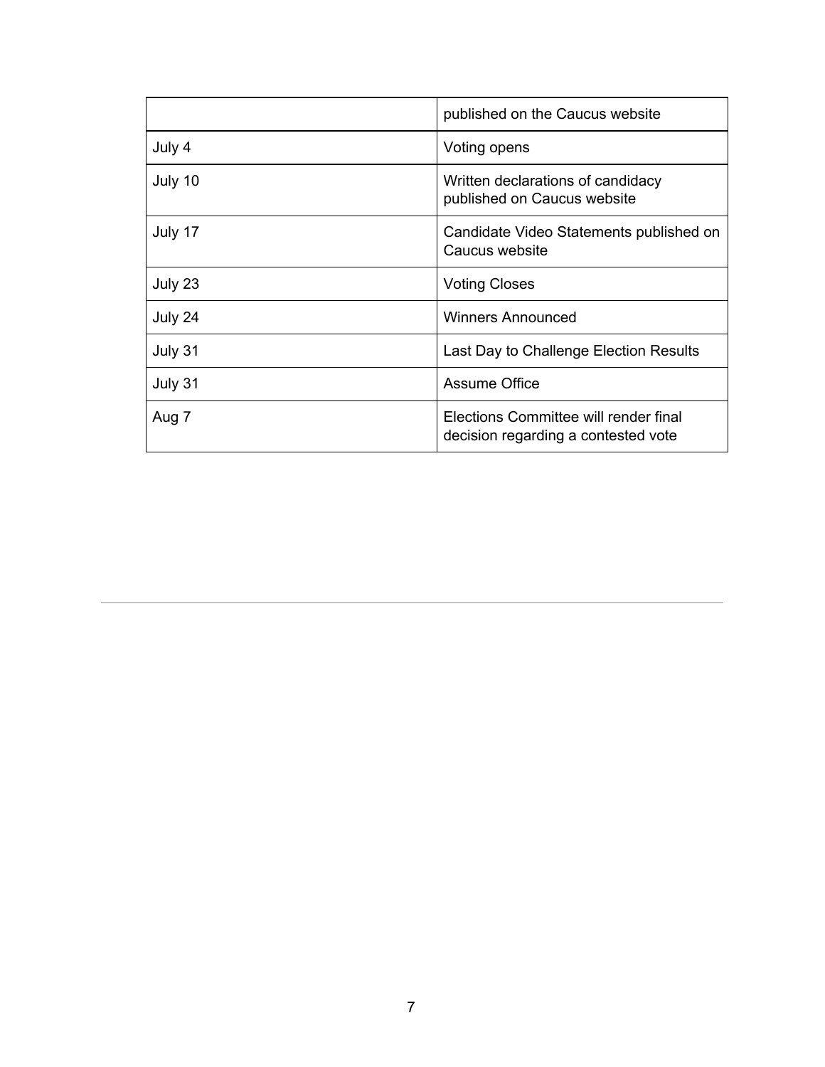| | |
|---|---|
| | published on the Caucus website |
| July 4 | Voting opens |
| July 10 | Written declarations of candidacy published on Caucus website |
| July 17 | Candidate Video Statements published on Caucus website |
| July 23 | Voting Closes |
| July 24 | Winners Announced |
| July 31 | Last Day to Challenge Election Results |
| July 31 | Assume Office |
| Aug 7 | Elections Committee will render final decision regarding a contested vote |

---